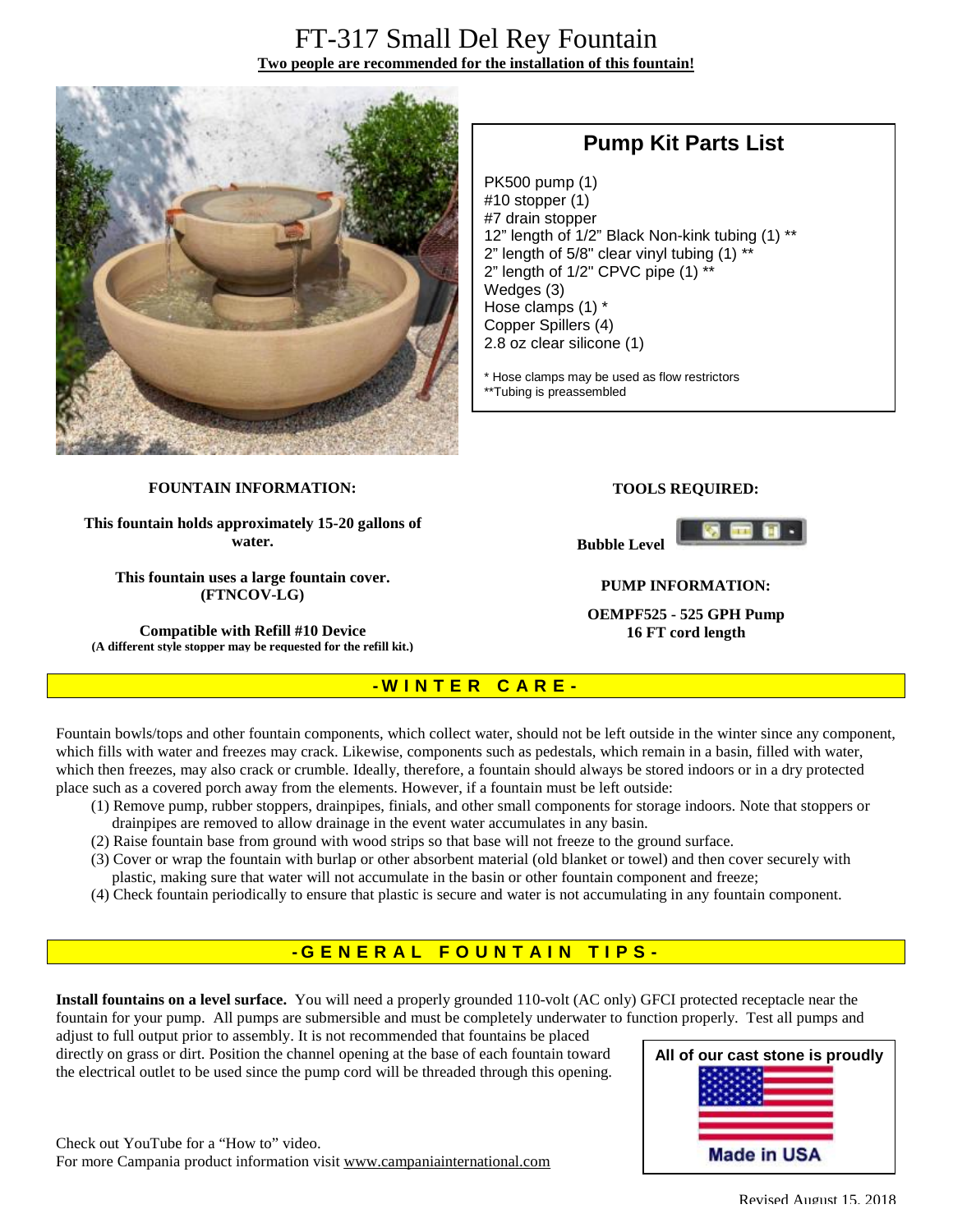# FT-317 Small Del Rey Fountain

**Two people are recommended for the installation of this fountain!**

## Pump Kit Parts List

PK500 pump (1)
#10 stopper (1)
#7 drain stopper
12" length of 1/2" Black Non-kink tubing (1) **
2" length of 5/8" clear vinyl tubing (1) **
2" length of 1/2" CPVC pipe (1) **
Wedges (3)
Hose clamps (1) *
Copper Spillers (4)
2.8 oz clear silicone (1)

* Hose clamps may be used as flow restrictors
**Tubing is preassembled

**FOUNTAIN INFORMATION:**

**This fountain holds approximately 15-20 gallons of water.**

**This fountain uses a large fountain cover. (FTNCOV-LG)**

**Compatible with Refill #10 Device**
**(A different style stopper may be requested for the refill kit.)**

**TOOLS REQUIRED:**

**Bubble Level**

**PUMP INFORMATION:**

**OEMPF525 - 525 GPH Pump**
**16 FT cord length**

## -WINTER CARE-

Fountain bowls/tops and other fountain components, which collect water, should not be left outside in the winter since any component, which fills with water and freezes may crack. Likewise, components such as pedestals, which remain in a basin, filled with water, which then freezes, may also crack or crumble. Ideally, therefore, a fountain should always be stored indoors or in a dry protected place such as a covered porch away from the elements. However, if a fountain must be left outside:

(1) Remove pump, rubber stoppers, drainpipes, finials, and other small components for storage indoors. Note that stoppers or drainpipes are removed to allow drainage in the event water accumulates in any basin.
(2) Raise fountain base from ground with wood strips so that base will not freeze to the ground surface.
(3) Cover or wrap the fountain with burlap or other absorbent material (old blanket or towel) and then cover securely with plastic, making sure that water will not accumulate in the basin or other fountain component and freeze;
(4) Check fountain periodically to ensure that plastic is secure and water is not accumulating in any fountain component.

## -GENERAL FOUNTAIN TIPS-

**Install fountains on a level surface.** You will need a properly grounded 110-volt (AC only) GFCI protected receptacle near the fountain for your pump. All pumps are submersible and must be completely underwater to function properly. Test all pumps and adjust to full output prior to assembly. It is not recommended that fountains be placed directly on grass or dirt. Position the channel opening at the base of each fountain toward the electrical outlet to be used since the pump cord will be threaded through this opening.

**All of our cast stone is proudly Made in USA**

Check out YouTube for a "How to" video.
For more Campania product information visit www.campaniainternational.com

Revised August 15, 2018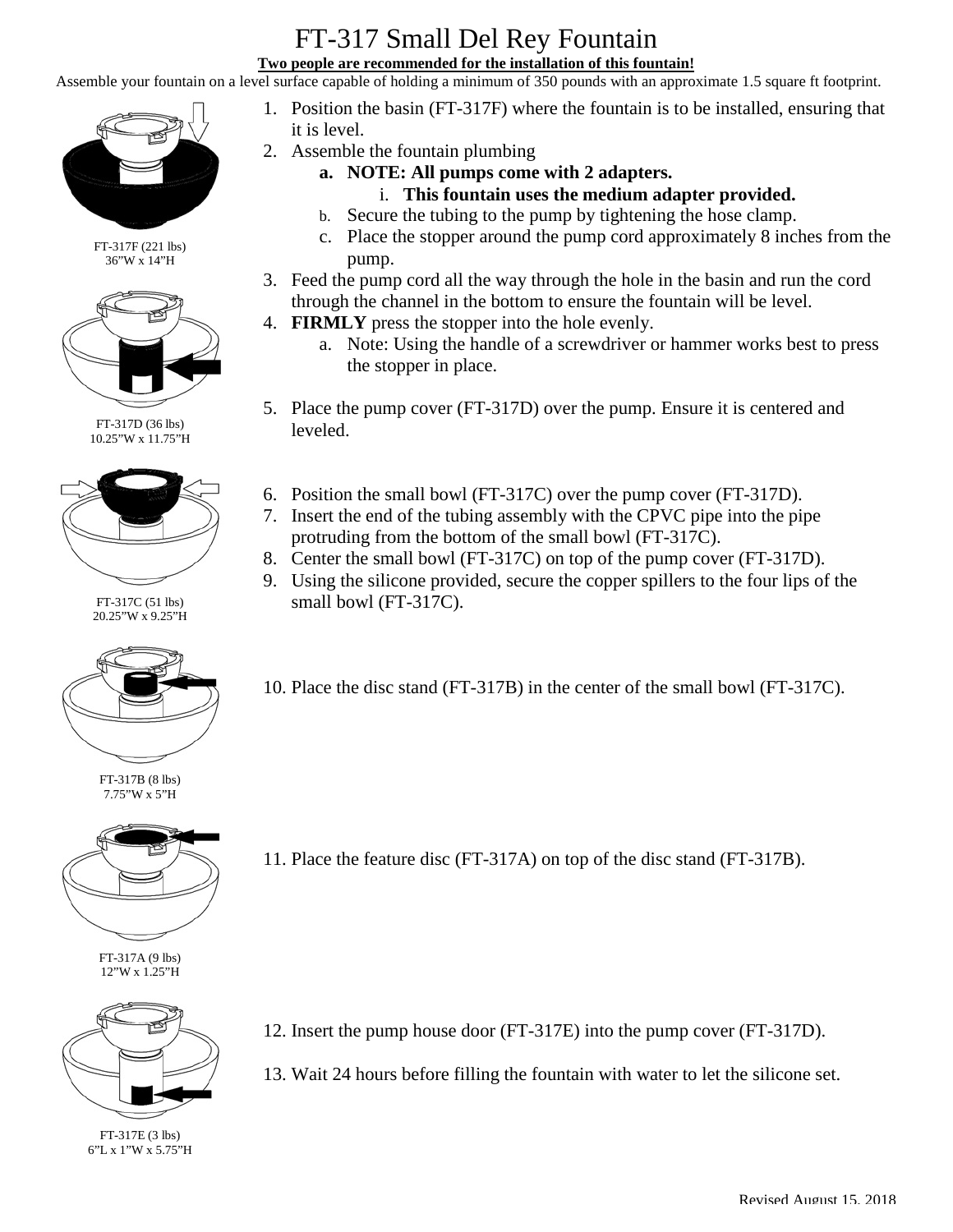# FT-317 Small Del Rey Fountain

**Two people are recommended for the installation of this fountain!**

Assemble your fountain on a level surface capable of holding a minimum of 350 pounds with an approximate 1.5 square ft footprint.

FT-317F (221 lbs)
36"W x 14"H

1. Position the basin (FT-317F) where the fountain is to be installed, ensuring that it is level.
2. Assemble the fountain plumbing
   a. **NOTE: All pumps come with 2 adapters.**
      i. **This fountain uses the medium adapter provided.**
   b. Secure the tubing to the pump by tightening the hose clamp.
   c. Place the stopper around the pump cord approximately 8 inches from the pump.
3. Feed the pump cord all the way through the hole in the basin and run the cord through the channel in the bottom to ensure the fountain will be level.
4. **FIRMLY** press the stopper into the hole evenly.
   a. Note: Using the handle of a screwdriver or hammer works best to press the stopper in place.

FT-317D (36 lbs)
10.25"W x 11.75"H

5. Place the pump cover (FT-317D) over the pump. Ensure it is centered and leveled.

FT-317C (51 lbs)
20.25"W x 9.25"H

6. Position the small bowl (FT-317C) over the pump cover (FT-317D).
7. Insert the end of the tubing assembly with the CPVC pipe into the pipe protruding from the bottom of the small bowl (FT-317C).
8. Center the small bowl (FT-317C) on top of the pump cover (FT-317D).
9. Using the silicone provided, secure the copper spillers to the four lips of the small bowl (FT-317C).

FT-317B (8 lbs)
7.75"W x 5"H

10. Place the disc stand (FT-317B) in the center of the small bowl (FT-317C).

FT-317A (9 lbs)
12"W x 1.25"H

11. Place the feature disc (FT-317A) on top of the disc stand (FT-317B).

FT-317E (3 lbs)
6"L x 1"W x 5.75"H

12. Insert the pump house door (FT-317E) into the pump cover (FT-317D).

13. Wait 24 hours before filling the fountain with water to let the silicone set.

Revised August 15, 2018